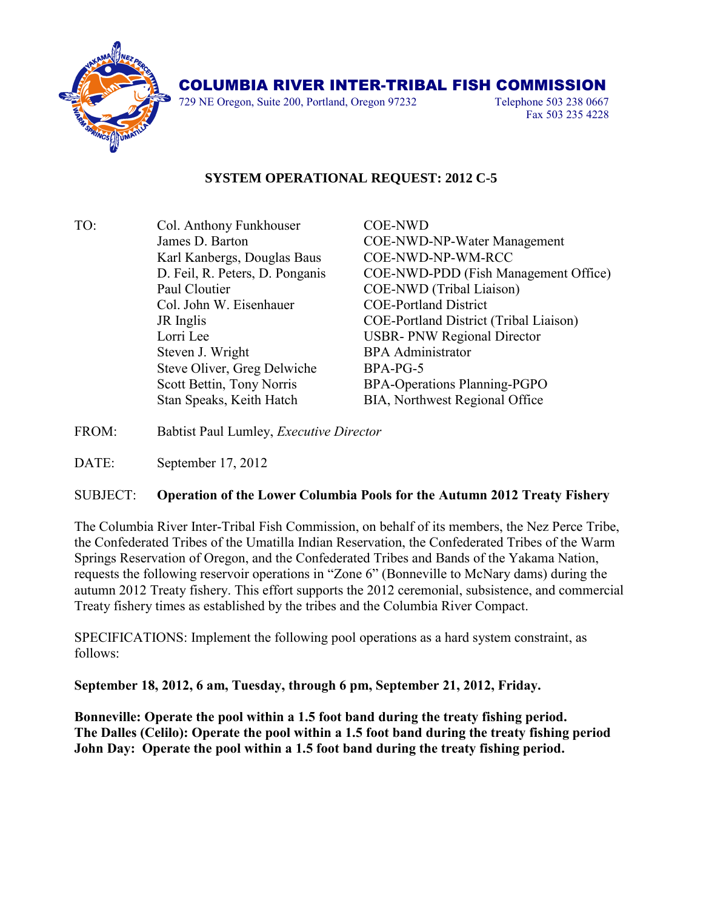# COLUMBIA RIVER INTER-TRIBAL FISH COMMISSION

729 NE Oregon, Suite 200, Portland, Oregon 97232 Telephone 503 238 0667
Fax 503 235 4228

## SYSTEM OPERATIONAL REQUEST: 2012 C-5

| | | |
|---|---|---|
| TO: | Col. Anthony Funkhouser | COE-NWD |
| | James D. Barton | COE-NWD-NP-Water Management |
| | Karl Kanbergs, Douglas Baus | COE-NWD-NP-WM-RCC |
| | D. Feil, R. Peters, D. Ponganis | COE-NWD-PDD (Fish Management Office) |
| | Paul Cloutier | COE-NWD (Tribal Liaison) |
| | Col. John W. Eisenhauer | COE-Portland District |
| | JR Inglis | COE-Portland District (Tribal Liaison) |
| | Lorri Lee | USBR- PNW Regional Director |
| | Steven J. Wright | BPA Administrator |
| | Steve Oliver, Greg Delwiche | BPA-PG-5 |
| | Scott Bettin, Tony Norris | BPA-Operations Planning-PGPO |
| | Stan Speaks, Keith Hatch | BIA, Northwest Regional Office |

FROM: Babtist Paul Lumley, *Executive Director*

DATE: September 17, 2012

SUBJECT: **Operation of the Lower Columbia Pools for the Autumn 2012 Treaty Fishery**

The Columbia River Inter-Tribal Fish Commission, on behalf of its members, the Nez Perce Tribe, the Confederated Tribes of the Umatilla Indian Reservation, the Confederated Tribes of the Warm Springs Reservation of Oregon, and the Confederated Tribes and Bands of the Yakama Nation, requests the following reservoir operations in "Zone 6" (Bonneville to McNary dams) during the autumn 2012 Treaty fishery. This effort supports the 2012 ceremonial, subsistence, and commercial Treaty fishery times as established by the tribes and the Columbia River Compact.

SPECIFICATIONS: Implement the following pool operations as a hard system constraint, as follows:

**September 18, 2012, 6 am, Tuesday, through 6 pm, September 21, 2012, Friday.**

**Bonneville: Operate the pool within a 1.5 foot band during the treaty fishing period.**
**The Dalles (Celilo): Operate the pool within a 1.5 foot band during the treaty fishing period**
**John Day: Operate the pool within a 1.5 foot band during the treaty fishing period.**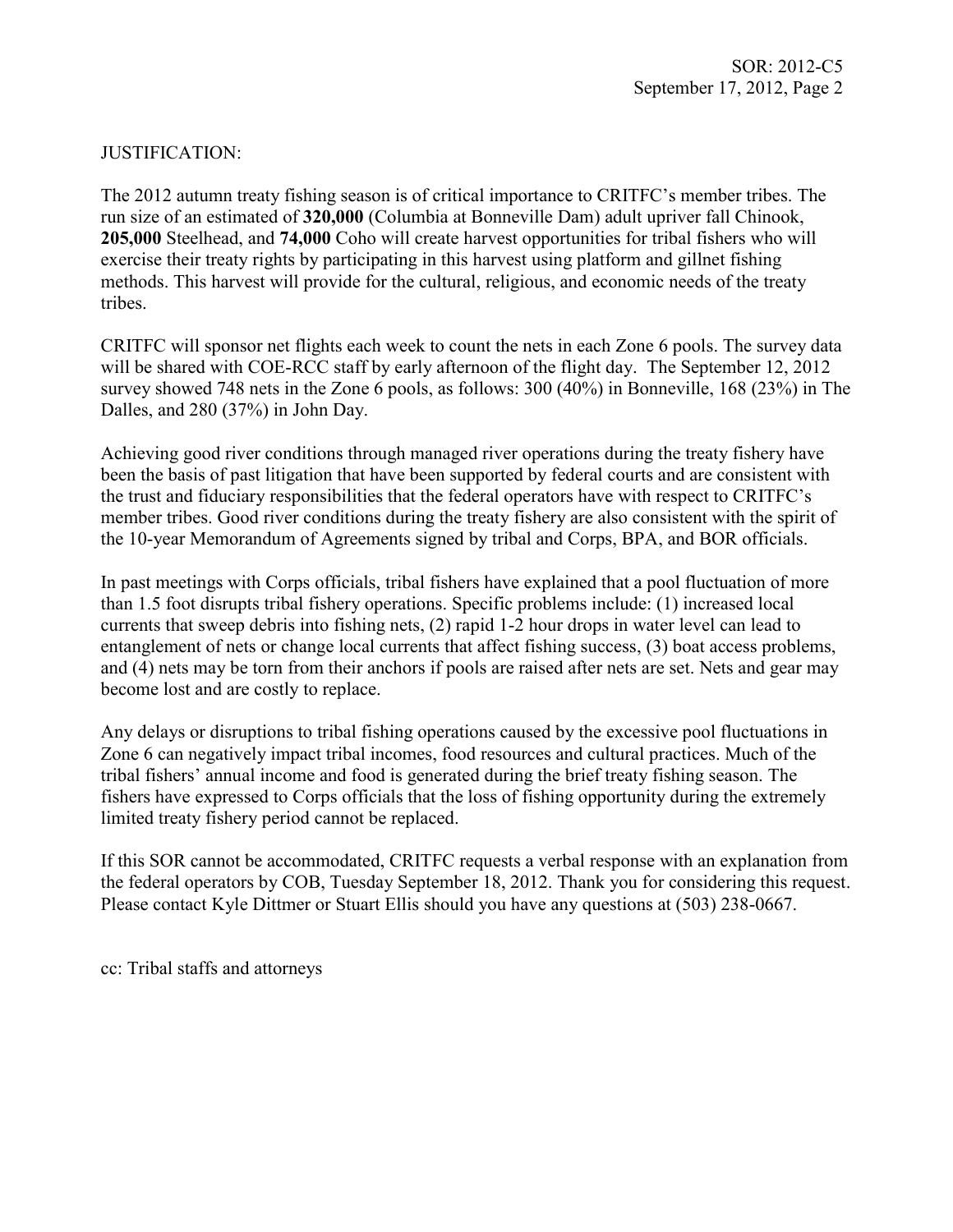JUSTIFICATION:

The 2012 autumn treaty fishing season is of critical importance to CRITFC's member tribes. The run size of an estimated of **320,000** (Columbia at Bonneville Dam) adult upriver fall Chinook, **205,000** Steelhead, and **74,000** Coho will create harvest opportunities for tribal fishers who will exercise their treaty rights by participating in this harvest using platform and gillnet fishing methods. This harvest will provide for the cultural, religious, and economic needs of the treaty tribes.

CRITFC will sponsor net flights each week to count the nets in each Zone 6 pools. The survey data will be shared with COE-RCC staff by early afternoon of the flight day. The September 12, 2012 survey showed 748 nets in the Zone 6 pools, as follows: 300 (40%) in Bonneville, 168 (23%) in The Dalles, and 280 (37%) in John Day.

Achieving good river conditions through managed river operations during the treaty fishery have been the basis of past litigation that have been supported by federal courts and are consistent with the trust and fiduciary responsibilities that the federal operators have with respect to CRITFC's member tribes. Good river conditions during the treaty fishery are also consistent with the spirit of the 10-year Memorandum of Agreements signed by tribal and Corps, BPA, and BOR officials.

In past meetings with Corps officials, tribal fishers have explained that a pool fluctuation of more than 1.5 foot disrupts tribal fishery operations. Specific problems include: (1) increased local currents that sweep debris into fishing nets, (2) rapid 1-2 hour drops in water level can lead to entanglement of nets or change local currents that affect fishing success, (3) boat access problems, and (4) nets may be torn from their anchors if pools are raised after nets are set. Nets and gear may become lost and are costly to replace.

Any delays or disruptions to tribal fishing operations caused by the excessive pool fluctuations in Zone 6 can negatively impact tribal incomes, food resources and cultural practices. Much of the tribal fishers' annual income and food is generated during the brief treaty fishing season. The fishers have expressed to Corps officials that the loss of fishing opportunity during the extremely limited treaty fishery period cannot be replaced.

If this SOR cannot be accommodated, CRITFC requests a verbal response with an explanation from the federal operators by COB, Tuesday September 18, 2012. Thank you for considering this request. Please contact Kyle Dittmer or Stuart Ellis should you have any questions at (503) 238-0667.

cc: Tribal staffs and attorneys